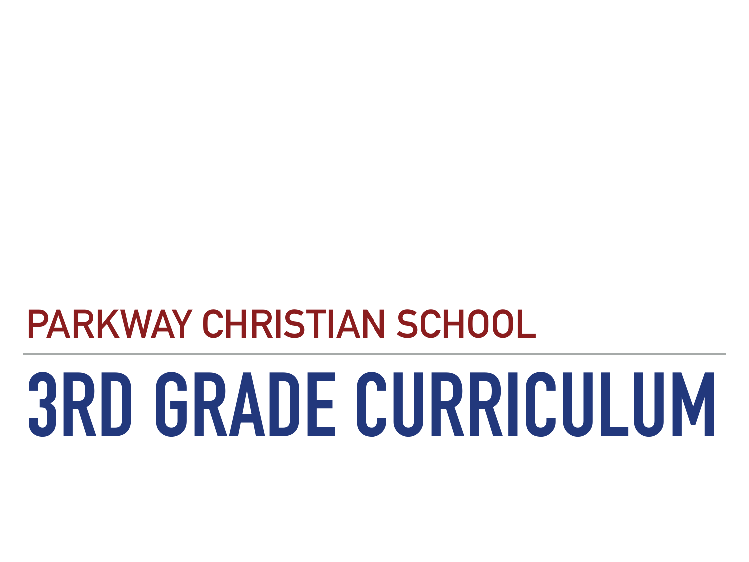## PARKWAY CHRISTIAN SCHOOL

# 3RD GRADE CURRICULUM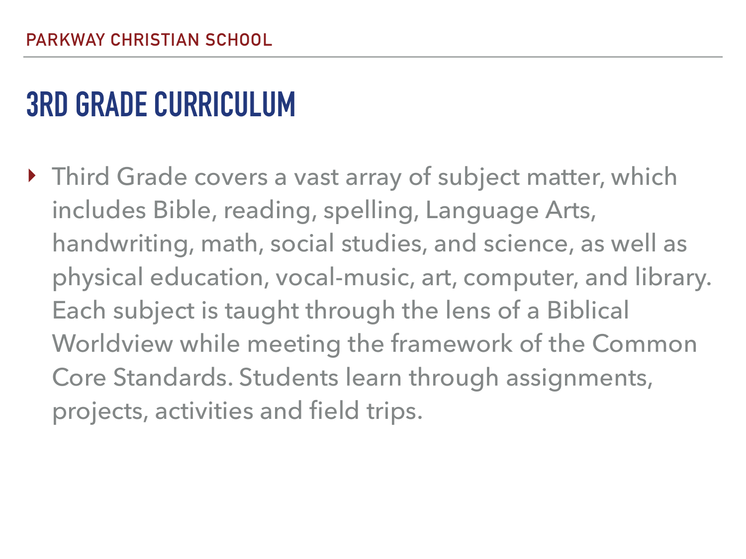# 3RD GRADE CURRICULUM

- Third Grade covers a vast array of subject matter, which includes Bible, reading, spelling, Language Arts, handwriting, math, social studies, and science, as well as physical education, vocal-music, art, computer, and library. Each subject is taught through the lens of a Biblical Worldview while meeting the framework of the Common Core Standards. Students learn through assignments, projects, activities and field trips.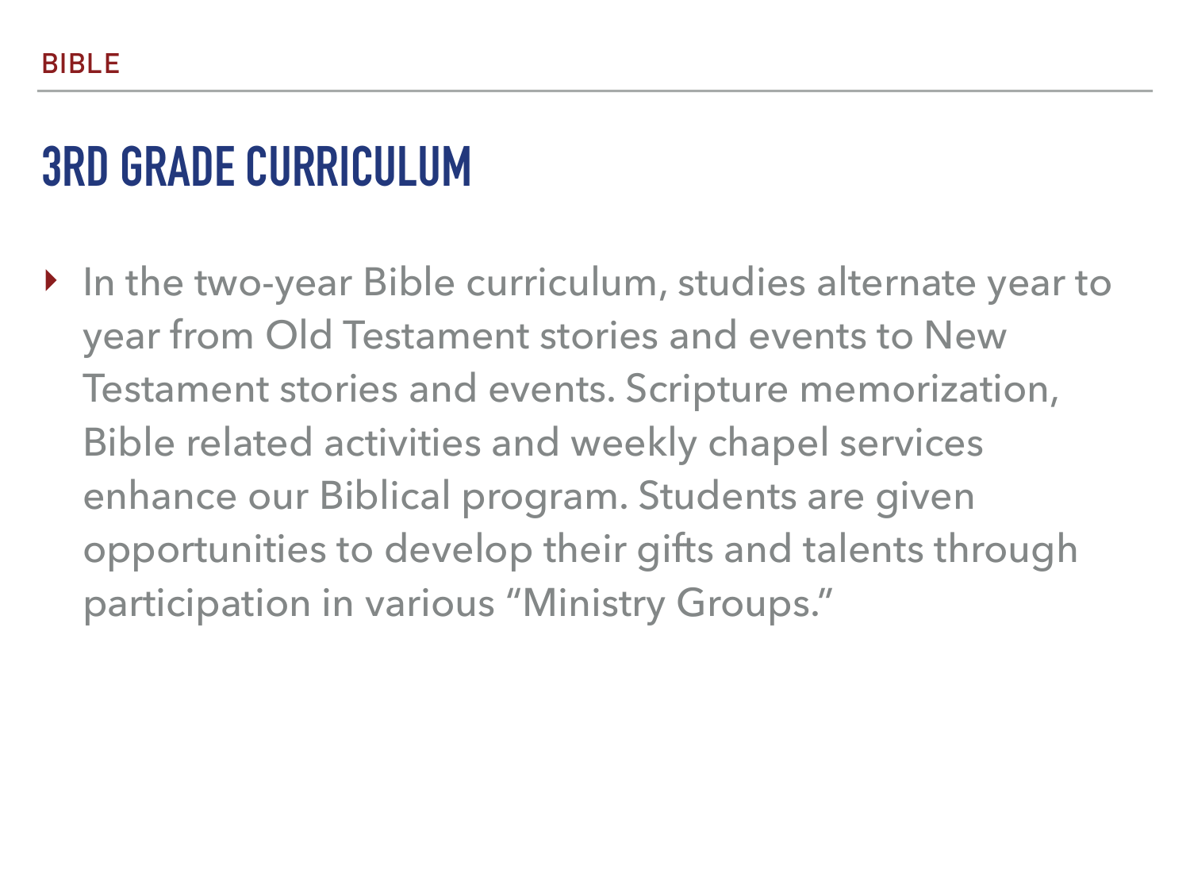BIBLE

# 3RD GRADE CURRICULUM

- In the two-year Bible curriculum, studies alternate year to year from Old Testament stories and events to New Testament stories and events. Scripture memorization, Bible related activities and weekly chapel services enhance our Biblical program. Students are given opportunities to develop their gifts and talents through participation in various "Ministry Groups."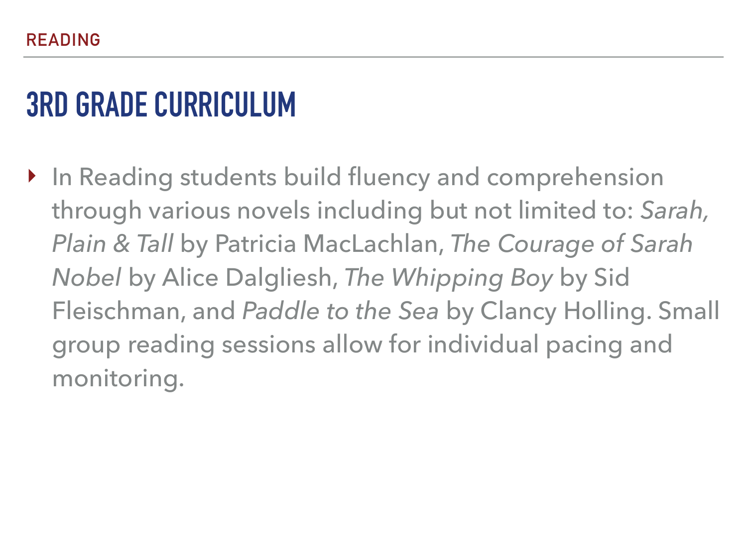READING

# 3RD GRADE CURRICULUM

- In Reading students build fluency and comprehension through various novels including but not limited to: *Sarah, Plain & Tall* by Patricia MacLachlan, *The Courage of Sarah Nobel* by Alice Dalgliesh, *The Whipping Boy* by Sid Fleischman, and *Paddle to the Sea* by Clancy Holling. Small group reading sessions allow for individual pacing and monitoring.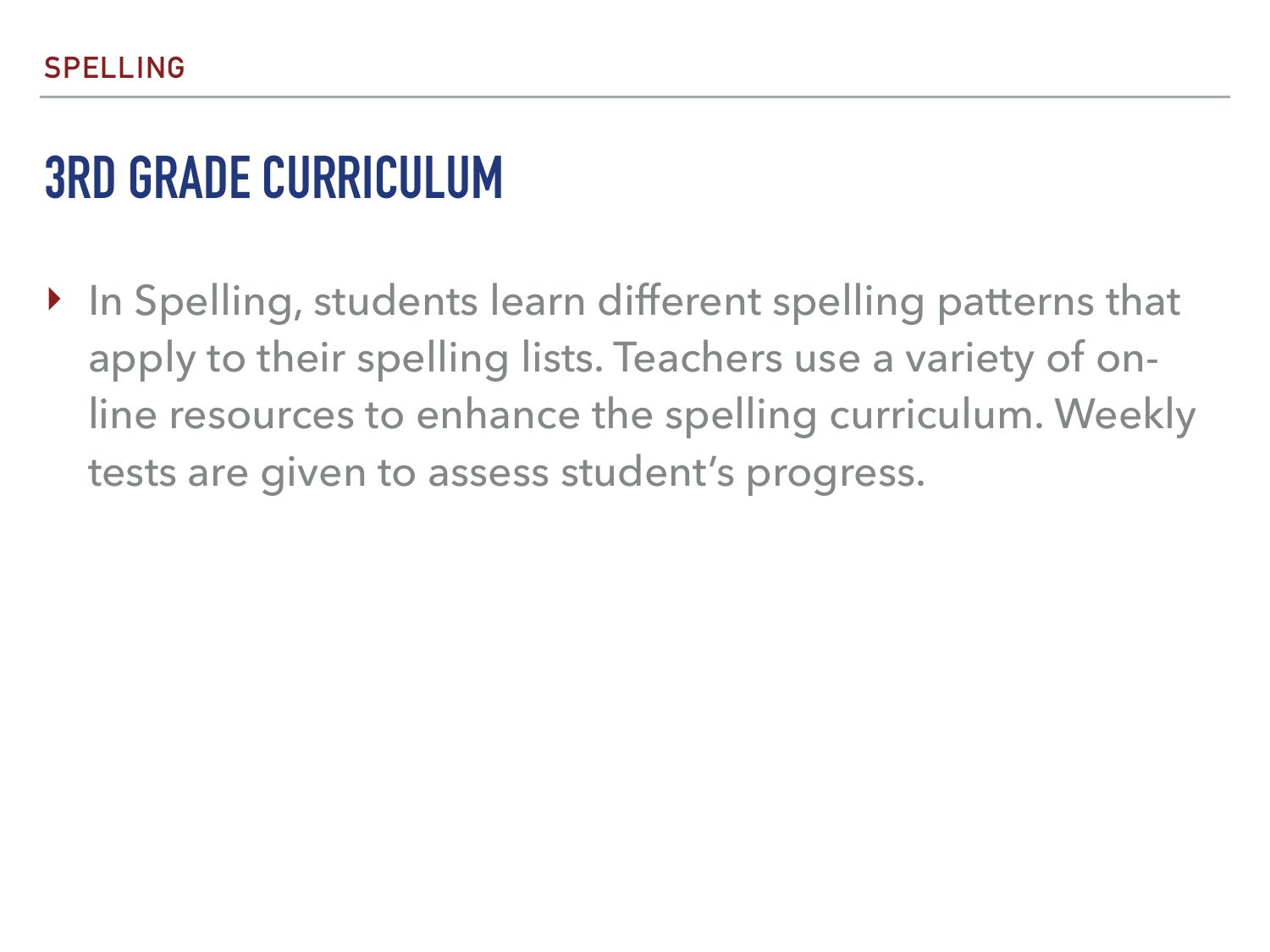SPELLING

# 3RD GRADE CURRICULUM

- In Spelling, students learn different spelling patterns that apply to their spelling lists. Teachers use a variety of on-line resources to enhance the spelling curriculum. Weekly tests are given to assess student's progress.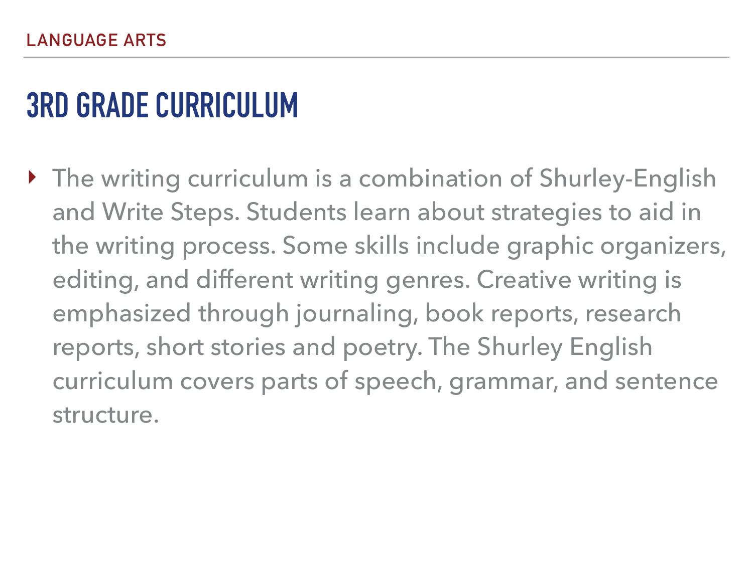LANGUAGE ARTS

# 3RD GRADE CURRICULUM

- The writing curriculum is a combination of Shurley-English and Write Steps. Students learn about strategies to aid in the writing process. Some skills include graphic organizers, editing, and different writing genres. Creative writing is emphasized through journaling, book reports, research reports, short stories and poetry. The Shurley English curriculum covers parts of speech, grammar, and sentence structure.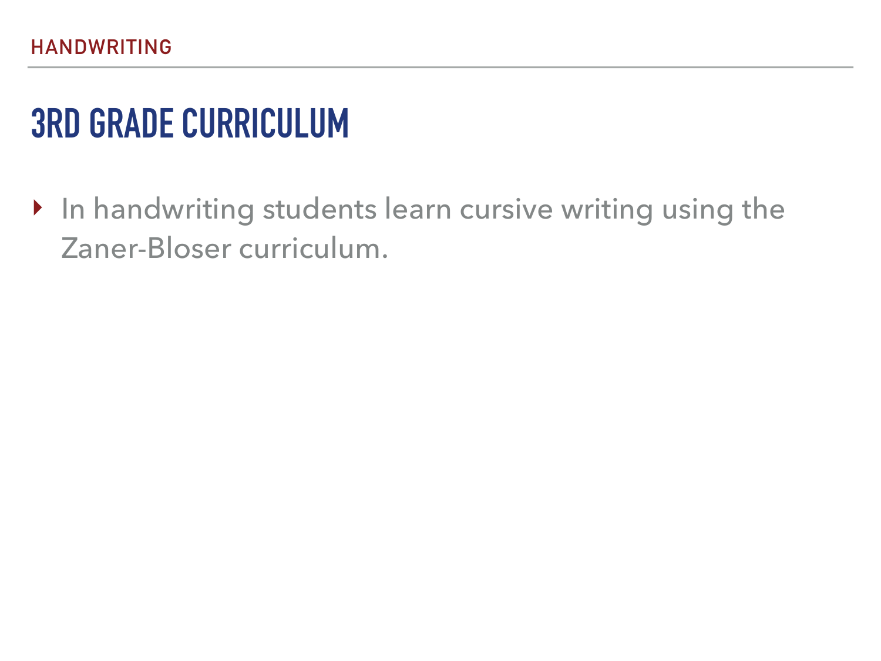HANDWRITING

# 3RD GRADE CURRICULUM

- In handwriting students learn cursive writing using the Zaner-Bloser curriculum.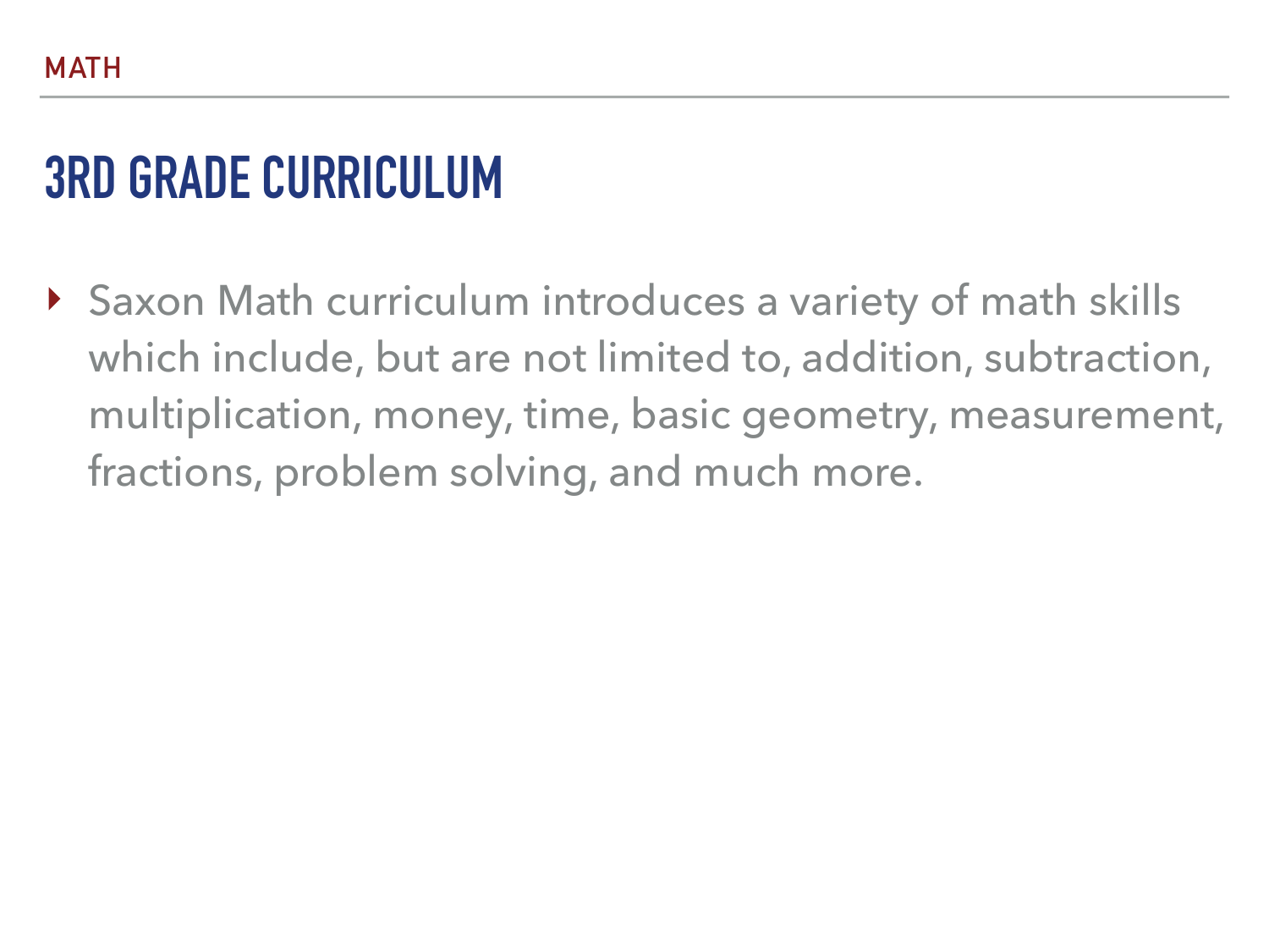MATH

# 3RD GRADE CURRICULUM

- Saxon Math curriculum introduces a variety of math skills which include, but are not limited to, addition, subtraction, multiplication, money, time, basic geometry, measurement, fractions, problem solving, and much more.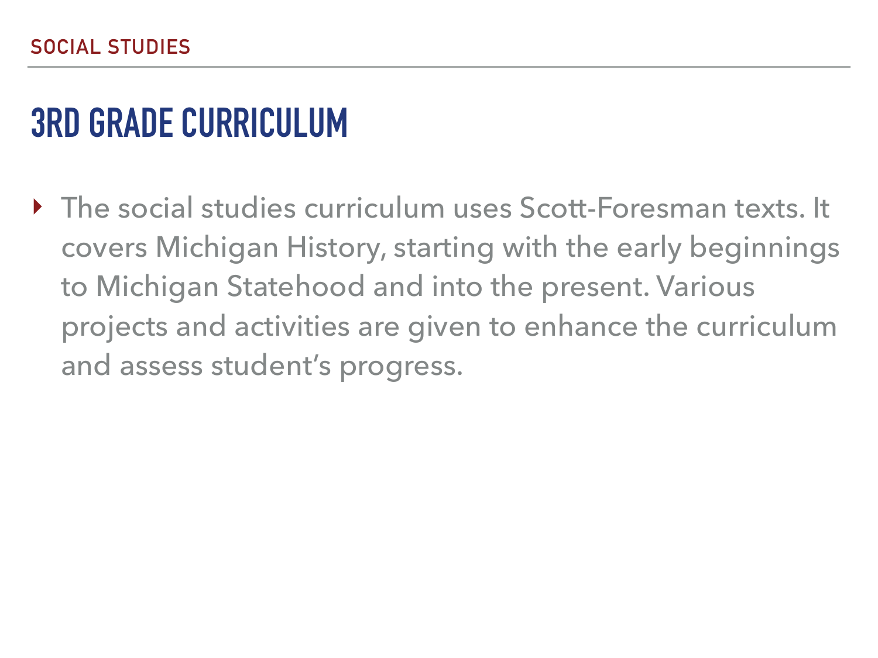SOCIAL STUDIES

# 3RD GRADE CURRICULUM

- The social studies curriculum uses Scott-Foresman texts. It covers Michigan History, starting with the early beginnings to Michigan Statehood and into the present. Various projects and activities are given to enhance the curriculum and assess student's progress.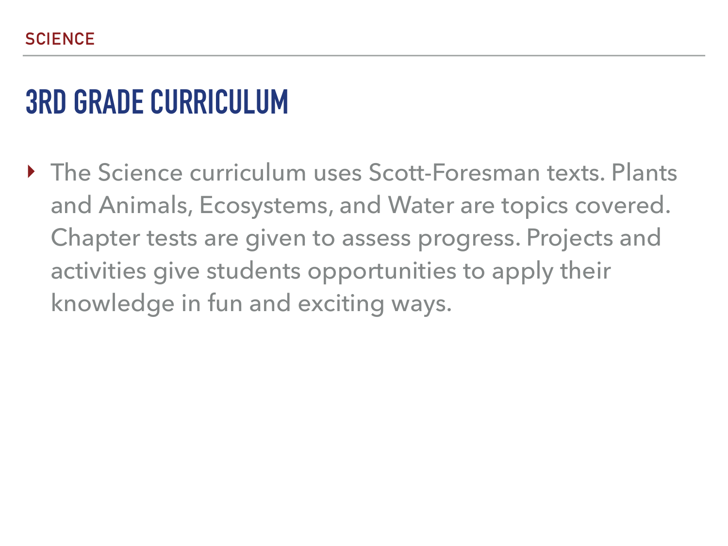SCIENCE

# 3RD GRADE CURRICULUM

- The Science curriculum uses Scott-Foresman texts. Plants and Animals, Ecosystems, and Water are topics covered. Chapter tests are given to assess progress. Projects and activities give students opportunities to apply their knowledge in fun and exciting ways.